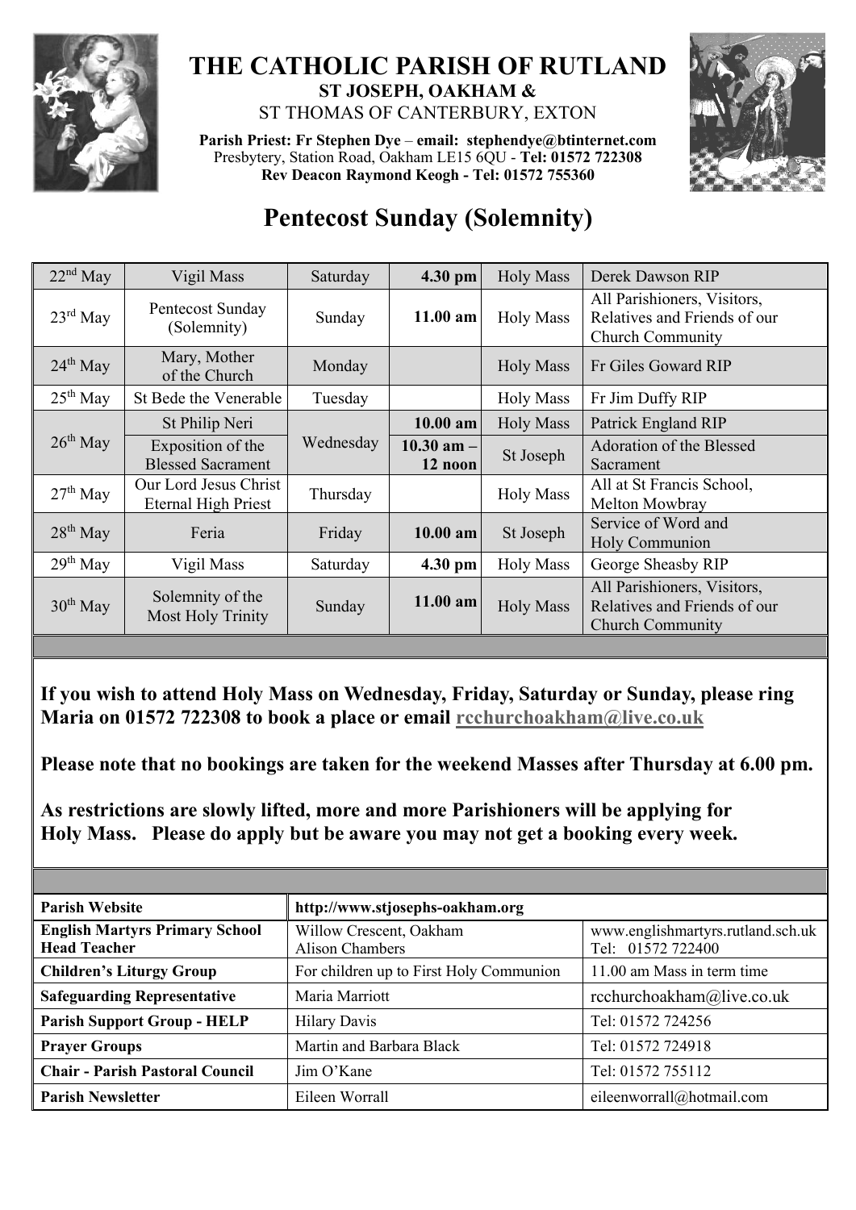# THE CATHOLIC PARISH OF RUTLAND

## ST JOSEPH, OAKHAM &

## ST THOMAS OF CANTERBURY, EXTON

**Parish Priest: Fr Stephen Dye** – **email: stephendye@btinternet.com**
Presbytery, Station Road, Oakham LE15 6QU - **Tel: 01572 722308**
**Rev Deacon Raymond Keogh - Tel: 01572 755360**

# Pentecost Sunday (Solemnity)

| Date | Feast | Day | Time | Service | Intention |
|---|---|---|---|---|---|
| 22nd May | Vigil Mass | Saturday | **4.30 pm** | Holy Mass | Derek Dawson RIP |
| 23rd May | Pentecost Sunday (Solemnity) | Sunday | **11.00 am** | Holy Mass | All Parishioners, Visitors, Relatives and Friends of our Church Community |
| 24th May | Mary, Mother of the Church | Monday | | Holy Mass | Fr Giles Goward RIP |
| 25th May | St Bede the Venerable | Tuesday | | Holy Mass | Fr Jim Duffy RIP |
| 26th May | St Philip Neri | Wednesday | **10.00 am** | Holy Mass | Patrick England RIP |
| | Exposition of the Blessed Sacrament | | **10.30 am – 12 noon** | St Joseph | Adoration of the Blessed Sacrament |
| 27th May | Our Lord Jesus Christ Eternal High Priest | Thursday | | Holy Mass | All at St Francis School, Melton Mowbray |
| 28th May | Feria | Friday | **10.00 am** | St Joseph | Service of Word and Holy Communion |
| 29th May | Vigil Mass | Saturday | **4.30 pm** | Holy Mass | George Sheasby RIP |
| 30th May | Solemnity of the Most Holy Trinity | Sunday | **11.00 am** | Holy Mass | All Parishioners, Visitors, Relatives and Friends of our Church Community |

**If you wish to attend Holy Mass on Wednesday, Friday, Saturday or Sunday, please ring Maria on 01572 722308 to book a place or email rcchurchoakham@live.co.uk**

**Please note that no bookings are taken for the weekend Masses after Thursday at 6.00 pm.**

**As restrictions are slowly lifted, more and more Parishioners will be applying for Holy Mass. Please do apply but be aware you may not get a booking every week.**

| **Parish Website** | **http://www.stjosephs-oakham.org** | |
|---|---|---|
| **English Martyrs Primary School Head Teacher** | Willow Crescent, Oakham Alison Chambers | www.englishmartyrs.rutland.sch.uk Tel: 01572 722400 |
| **Children's Liturgy Group** | For children up to First Holy Communion | 11.00 am Mass in term time |
| **Safeguarding Representative** | Maria Marriott | rcchurchoakham@live.co.uk |
| **Parish Support Group - HELP** | Hilary Davis | Tel: 01572 724256 |
| **Prayer Groups** | Martin and Barbara Black | Tel: 01572 724918 |
| **Chair - Parish Pastoral Council** | Jim O'Kane | Tel: 01572 755112 |
| **Parish Newsletter** | Eileen Worrall | eileenworrall@hotmail.com |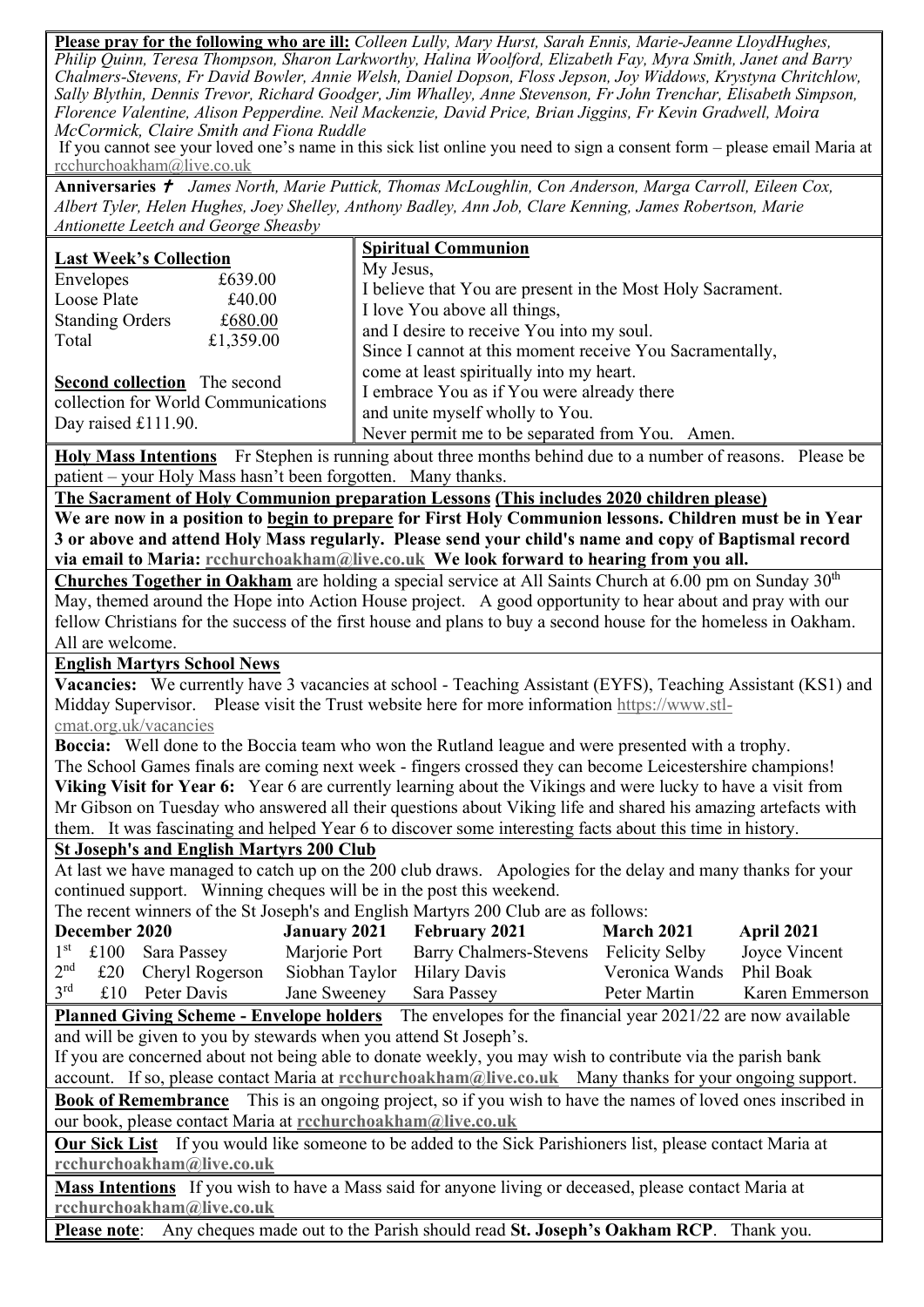**Please pray for the following who are ill:** *Colleen Lully, Mary Hurst, Sarah Ennis, Marie-Jeanne LloydHughes, Philip Quinn, Teresa Thompson, Sharon Larkworthy, Halina Woolford, Elizabeth Fay, Myra Smith, Janet and Barry Chalmers-Stevens, Fr David Bowler, Annie Welsh, Daniel Dopson, Floss Jepson, Joy Widdows, Krystyna Critchlow, Sally Blythin, Dennis Trevor, Richard Goodger, Jim Whalley, Anne Stevenson, Fr John Trenchar, Elisabeth Simpson, Florence Valentine, Alison Pepperdine. Neil Mackenzie, David Price, Brian Jiggins, Fr Kevin Gradwell, Moira McCormick, Claire Smith and Fiona Ruddle*

If you cannot see your loved one's name in this sick list online you need to sign a consent form – please email Maria at rcchurchoakham@live.co.uk

**Anniversaries** ✝ *James North, Marie Puttick, Thomas McLoughlin, Con Anderson, Marga Carroll, Eileen Cox, Albert Tyler, Helen Hughes, Joey Shelley, Anthony Badley, Ann Job, Clare Kenning, James Robertson, Marie Antionette Leetch and George Sheasby*

**Last Week's Collection**

| | |
|---|---|
| Envelopes | £639.00 |
| Loose Plate | £40.00 |
| Standing Orders | £680.00 |
| Total | £1,359.00 |

**Second collection** The second collection for World Communications Day raised £111.90.

**Spiritual Communion**

My Jesus,
I believe that You are present in the Most Holy Sacrament.
I love You above all things,
and I desire to receive You into my soul.
Since I cannot at this moment receive You Sacramentally,
come at least spiritually into my heart.
I embrace You as if You were already there
and unite myself wholly to You.
Never permit me to be separated from You. Amen.

**Holy Mass Intentions** Fr Stephen is running about three months behind due to a number of reasons. Please be patient – your Holy Mass hasn't been forgotten. Many thanks.

**The Sacrament of Holy Communion preparation Lessons (This includes 2020 children please)**

**We are now in a position to begin to prepare for First Holy Communion lessons. Children must be in Year 3 or above and attend Holy Mass regularly. Please send your child's name and copy of Baptismal record via email to Maria: rcchurchoakham@live.co.uk We look forward to hearing from you all.**

**Churches Together in Oakham** are holding a special service at All Saints Church at 6.00 pm on Sunday 30th May, themed around the Hope into Action House project. A good opportunity to hear about and pray with our fellow Christians for the success of the first house and plans to buy a second house for the homeless in Oakham. All are welcome.

**English Martyrs School News**

**Vacancies:** We currently have 3 vacancies at school - Teaching Assistant (EYFS), Teaching Assistant (KS1) and Midday Supervisor. Please visit the Trust website here for more information https://www.stl-cmat.org.uk/vacancies

**Boccia:** Well done to the Boccia team who won the Rutland league and were presented with a trophy. The School Games finals are coming next week - fingers crossed they can become Leicestershire champions!

**Viking Visit for Year 6:** Year 6 are currently learning about the Vikings and were lucky to have a visit from Mr Gibson on Tuesday who answered all their questions about Viking life and shared his amazing artefacts with them. It was fascinating and helped Year 6 to discover some interesting facts about this time in history.

**St Joseph's and English Martyrs 200 Club**

At last we have managed to catch up on the 200 club draws. Apologies for the delay and many thanks for your continued support. Winning cheques will be in the post this weekend.

The recent winners of the St Joseph's and English Martyrs 200 Club are as follows:

| | | December 2020 | January 2021 | February 2021 | March 2021 | April 2021 |
|---|---|---|---|---|---|---|
| 1st | £100 | Sara Passey | Marjorie Port | Barry Chalmers-Stevens | Felicity Selby | Joyce Vincent |
| 2nd | £20 | Cheryl Rogerson | Siobhan Taylor | Hilary Davis | Veronica Wands | Phil Boak |
| 3rd | £10 | Peter Davis | Jane Sweeney | Sara Passey | Peter Martin | Karen Emmerson |

**Planned Giving Scheme - Envelope holders** The envelopes for the financial year 2021/22 are now available and will be given to you by stewards when you attend St Joseph's.

If you are concerned about not being able to donate weekly, you may wish to contribute via the parish bank account. If so, please contact Maria at **rcchurchoakham@live.co.uk** Many thanks for your ongoing support.

**Book of Remembrance** This is an ongoing project, so if you wish to have the names of loved ones inscribed in our book, please contact Maria at **rcchurchoakham@live.co.uk**

**Our Sick List** If you would like someone to be added to the Sick Parishioners list, please contact Maria at **rcchurchoakham@live.co.uk**

**Mass Intentions** If you wish to have a Mass said for anyone living or deceased, please contact Maria at **rcchurchoakham@live.co.uk**

**Please note**: Any cheques made out to the Parish should read **St. Joseph's Oakham RCP**. Thank you.